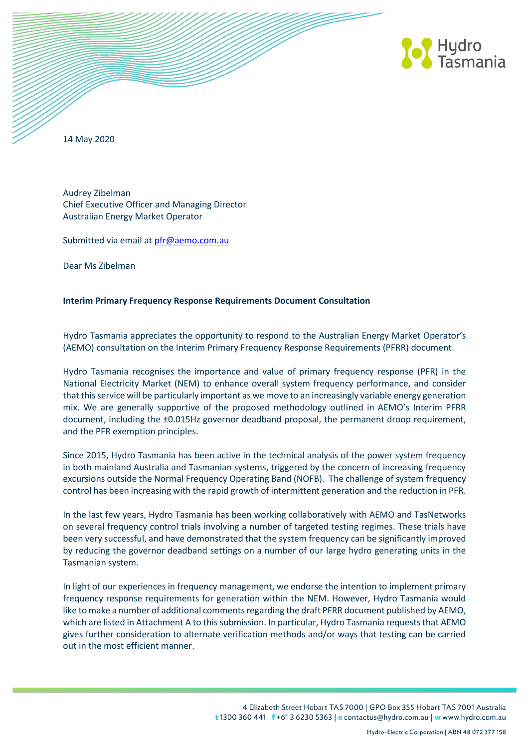14 May 2020

Audrey Zibelman
Chief Executive Officer and Managing Director
Australian Energy Market Operator

Submitted via email at pfr@aemo.com.au

Dear Ms Zibelman

**Interim Primary Frequency Response Requirements Document Consultation**

Hydro Tasmania appreciates the opportunity to respond to the Australian Energy Market Operator's (AEMO) consultation on the Interim Primary Frequency Response Requirements (PFRR) document.

Hydro Tasmania recognises the importance and value of primary frequency response (PFR) in the National Electricity Market (NEM) to enhance overall system frequency performance, and consider that this service will be particularly important as we move to an increasingly variable energy generation mix. We are generally supportive of the proposed methodology outlined in AEMO's Interim PFRR document, including the ±0.015Hz governor deadband proposal, the permanent droop requirement, and the PFR exemption principles.

Since 2015, Hydro Tasmania has been active in the technical analysis of the power system frequency in both mainland Australia and Tasmanian systems, triggered by the concern of increasing frequency excursions outside the Normal Frequency Operating Band (NOFB). The challenge of system frequency control has been increasing with the rapid growth of intermittent generation and the reduction in PFR.

In the last few years, Hydro Tasmania has been working collaboratively with AEMO and TasNetworks on several frequency control trials involving a number of targeted testing regimes. These trials have been very successful, and have demonstrated that the system frequency can be significantly improved by reducing the governor deadband settings on a number of our large hydro generating units in the Tasmanian system.

In light of our experiences in frequency management, we endorse the intention to implement primary frequency response requirements for generation within the NEM. However, Hydro Tasmania would like to make a number of additional comments regarding the draft PFRR document published by AEMO, which are listed in Attachment A to this submission. In particular, Hydro Tasmania requests that AEMO gives further consideration to alternate verification methods and/or ways that testing can be carried out in the most efficient manner.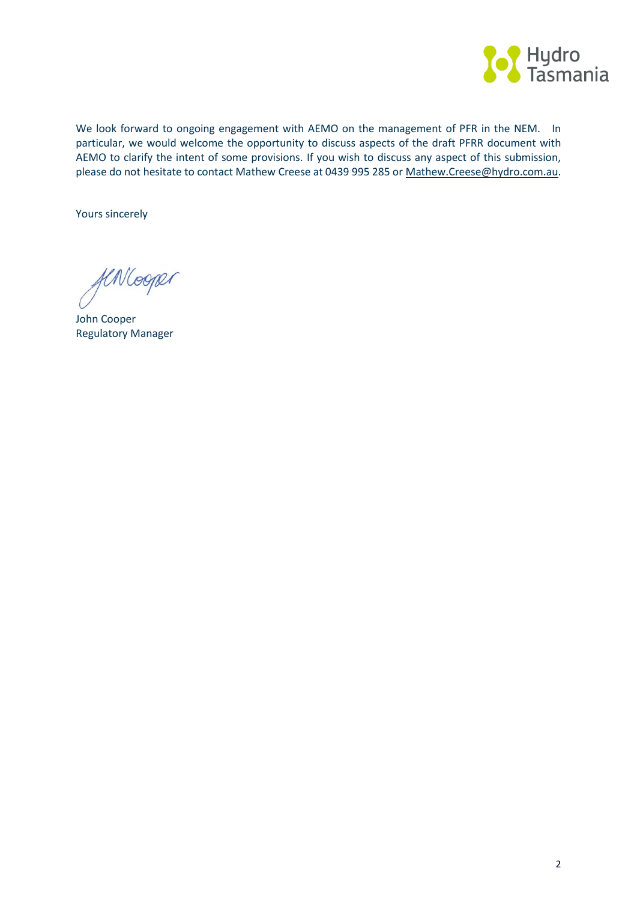We look forward to ongoing engagement with AEMO on the management of PFR in the NEM. In particular, we would welcome the opportunity to discuss aspects of the draft PFRR document with AEMO to clarify the intent of some provisions. If you wish to discuss any aspect of this submission, please do not hesitate to contact Mathew Creese at 0439 995 285 or Mathew.Creese@hydro.com.au.

Yours sincerely

John Cooper
Regulatory Manager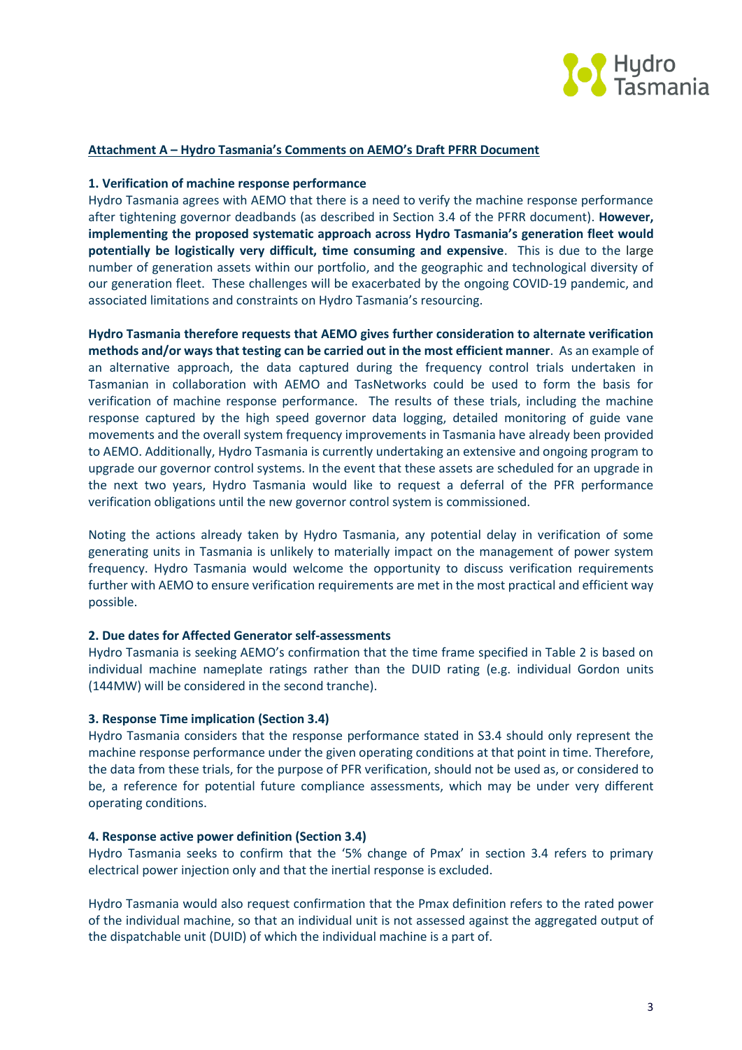**Attachment A – Hydro Tasmania's Comments on AEMO's Draft PFRR Document**

**1. Verification of machine response performance**

Hydro Tasmania agrees with AEMO that there is a need to verify the machine response performance after tightening governor deadbands (as described in Section 3.4 of the PFRR document). **However, implementing the proposed systematic approach across Hydro Tasmania's generation fleet would potentially be logistically very difficult, time consuming and expensive**. This is due to the large number of generation assets within our portfolio, and the geographic and technological diversity of our generation fleet. These challenges will be exacerbated by the ongoing COVID-19 pandemic, and associated limitations and constraints on Hydro Tasmania's resourcing.

**Hydro Tasmania therefore requests that AEMO gives further consideration to alternate verification methods and/or ways that testing can be carried out in the most efficient manner**. As an example of an alternative approach, the data captured during the frequency control trials undertaken in Tasmanian in collaboration with AEMO and TasNetworks could be used to form the basis for verification of machine response performance. The results of these trials, including the machine response captured by the high speed governor data logging, detailed monitoring of guide vane movements and the overall system frequency improvements in Tasmania have already been provided to AEMO. Additionally, Hydro Tasmania is currently undertaking an extensive and ongoing program to upgrade our governor control systems. In the event that these assets are scheduled for an upgrade in the next two years, Hydro Tasmania would like to request a deferral of the PFR performance verification obligations until the new governor control system is commissioned.

Noting the actions already taken by Hydro Tasmania, any potential delay in verification of some generating units in Tasmania is unlikely to materially impact on the management of power system frequency. Hydro Tasmania would welcome the opportunity to discuss verification requirements further with AEMO to ensure verification requirements are met in the most practical and efficient way possible.

**2. Due dates for Affected Generator self-assessments**

Hydro Tasmania is seeking AEMO's confirmation that the time frame specified in Table 2 is based on individual machine nameplate ratings rather than the DUID rating (e.g. individual Gordon units (144MW) will be considered in the second tranche).

**3. Response Time implication (Section 3.4)**

Hydro Tasmania considers that the response performance stated in S3.4 should only represent the machine response performance under the given operating conditions at that point in time. Therefore, the data from these trials, for the purpose of PFR verification, should not be used as, or considered to be, a reference for potential future compliance assessments, which may be under very different operating conditions.

**4. Response active power definition (Section 3.4)**

Hydro Tasmania seeks to confirm that the '5% change of Pmax' in section 3.4 refers to primary electrical power injection only and that the inertial response is excluded.

Hydro Tasmania would also request confirmation that the Pmax definition refers to the rated power of the individual machine, so that an individual unit is not assessed against the aggregated output of the dispatchable unit (DUID) of which the individual machine is a part of.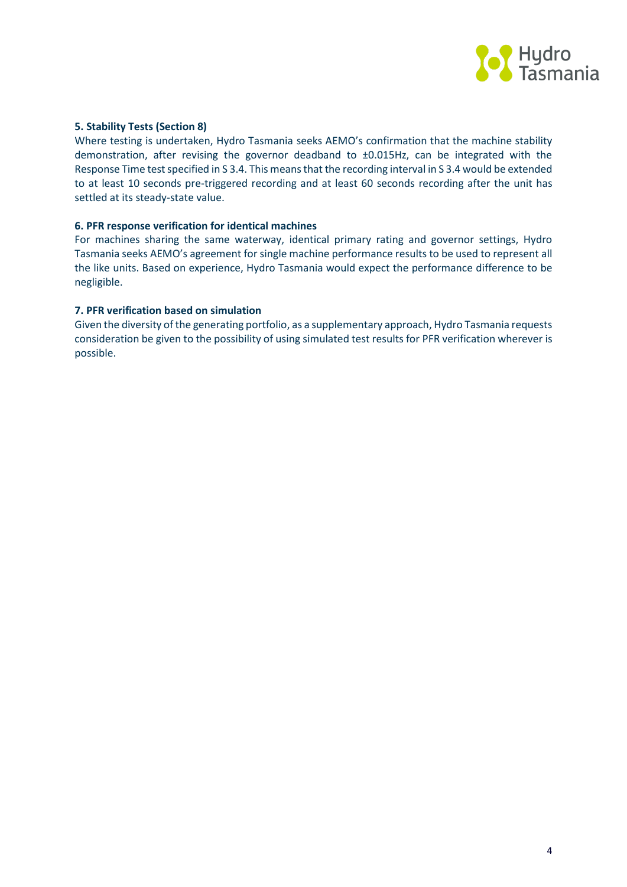**5. Stability Tests (Section 8)**

Where testing is undertaken, Hydro Tasmania seeks AEMO's confirmation that the machine stability demonstration, after revising the governor deadband to ±0.015Hz, can be integrated with the Response Time test specified in S 3.4. This means that the recording interval in S 3.4 would be extended to at least 10 seconds pre-triggered recording and at least 60 seconds recording after the unit has settled at its steady-state value.

**6. PFR response verification for identical machines**

For machines sharing the same waterway, identical primary rating and governor settings, Hydro Tasmania seeks AEMO's agreement for single machine performance results to be used to represent all the like units. Based on experience, Hydro Tasmania would expect the performance difference to be negligible.

**7. PFR verification based on simulation**

Given the diversity of the generating portfolio, as a supplementary approach, Hydro Tasmania requests consideration be given to the possibility of using simulated test results for PFR verification wherever is possible.